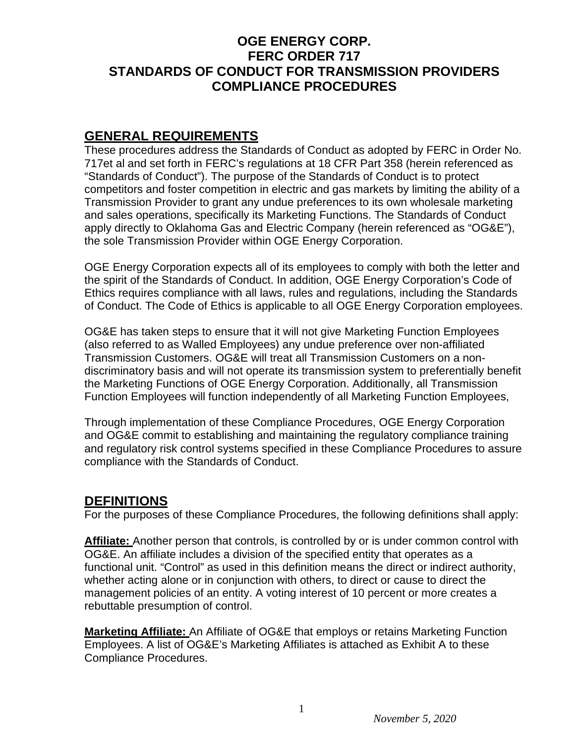# OGE ENERGY CORP.
# FERC ORDER 717
# STANDARDS OF CONDUCT FOR TRANSMISSION PROVIDERS
# COMPLIANCE PROCEDURES

## GENERAL REQUIREMENTS

These procedures address the Standards of Conduct as adopted by FERC in Order No. 717et al and set forth in FERC's regulations at 18 CFR Part 358 (herein referenced as "Standards of Conduct"). The purpose of the Standards of Conduct is to protect competitors and foster competition in electric and gas markets by limiting the ability of a Transmission Provider to grant any undue preferences to its own wholesale marketing and sales operations, specifically its Marketing Functions. The Standards of Conduct apply directly to Oklahoma Gas and Electric Company (herein referenced as "OG&E"), the sole Transmission Provider within OGE Energy Corporation.

OGE Energy Corporation expects all of its employees to comply with both the letter and the spirit of the Standards of Conduct. In addition, OGE Energy Corporation's Code of Ethics requires compliance with all laws, rules and regulations, including the Standards of Conduct. The Code of Ethics is applicable to all OGE Energy Corporation employees.

OG&E has taken steps to ensure that it will not give Marketing Function Employees (also referred to as Walled Employees) any undue preference over non-affiliated Transmission Customers. OG&E will treat all Transmission Customers on a non-discriminatory basis and will not operate its transmission system to preferentially benefit the Marketing Functions of OGE Energy Corporation. Additionally, all Transmission Function Employees will function independently of all Marketing Function Employees,

Through implementation of these Compliance Procedures, OGE Energy Corporation and OG&E commit to establishing and maintaining the regulatory compliance training and regulatory risk control systems specified in these Compliance Procedures to assure compliance with the Standards of Conduct.

## DEFINITIONS

For the purposes of these Compliance Procedures, the following definitions shall apply:

**Affiliate:** Another person that controls, is controlled by or is under common control with OG&E. An affiliate includes a division of the specified entity that operates as a functional unit. "Control" as used in this definition means the direct or indirect authority, whether acting alone or in conjunction with others, to direct or cause to direct the management policies of an entity. A voting interest of 10 percent or more creates a rebuttable presumption of control.

**Marketing Affiliate:** An Affiliate of OG&E that employs or retains Marketing Function Employees. A list of OG&E's Marketing Affiliates is attached as Exhibit A to these Compliance Procedures.

*November 5, 2020*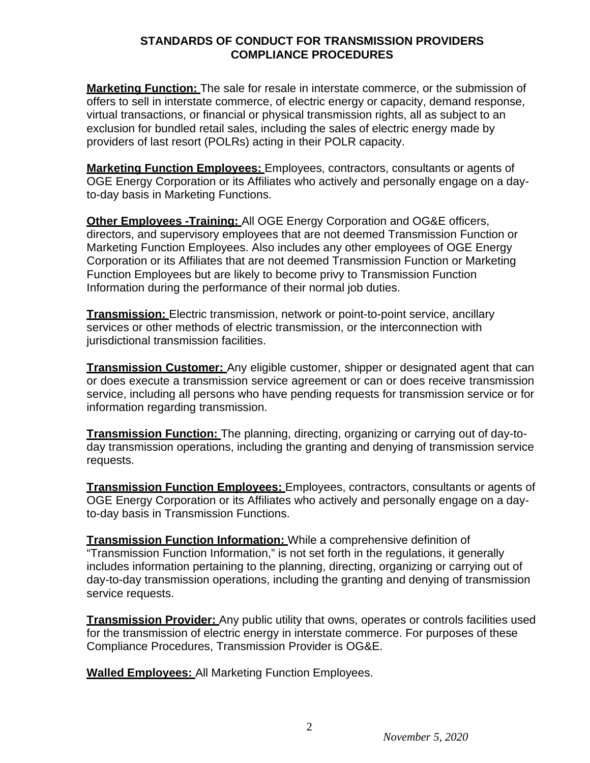**Marketing Function:** The sale for resale in interstate commerce, or the submission of offers to sell in interstate commerce, of electric energy or capacity, demand response, virtual transactions, or financial or physical transmission rights, all as subject to an exclusion for bundled retail sales, including the sales of electric energy made by providers of last resort (POLRs) acting in their POLR capacity.

**Marketing Function Employees:** Employees, contractors, consultants or agents of OGE Energy Corporation or its Affiliates who actively and personally engage on a day-to-day basis in Marketing Functions.

**Other Employees -Training:** All OGE Energy Corporation and OG&E officers, directors, and supervisory employees that are not deemed Transmission Function or Marketing Function Employees. Also includes any other employees of OGE Energy Corporation or its Affiliates that are not deemed Transmission Function or Marketing Function Employees but are likely to become privy to Transmission Function Information during the performance of their normal job duties.

**Transmission:** Electric transmission, network or point-to-point service, ancillary services or other methods of electric transmission, or the interconnection with jurisdictional transmission facilities.

**Transmission Customer:** Any eligible customer, shipper or designated agent that can or does execute a transmission service agreement or can or does receive transmission service, including all persons who have pending requests for transmission service or for information regarding transmission.

**Transmission Function:** The planning, directing, organizing or carrying out of day-to-day transmission operations, including the granting and denying of transmission service requests.

**Transmission Function Employees:** Employees, contractors, consultants or agents of OGE Energy Corporation or its Affiliates who actively and personally engage on a day-to-day basis in Transmission Functions.

**Transmission Function Information:** While a comprehensive definition of "Transmission Function Information," is not set forth in the regulations, it generally includes information pertaining to the planning, directing, organizing or carrying out of day-to-day transmission operations, including the granting and denying of transmission service requests.

**Transmission Provider:** Any public utility that owns, operates or controls facilities used for the transmission of electric energy in interstate commerce. For purposes of these Compliance Procedures, Transmission Provider is OG&E.

**Walled Employees:** All Marketing Function Employees.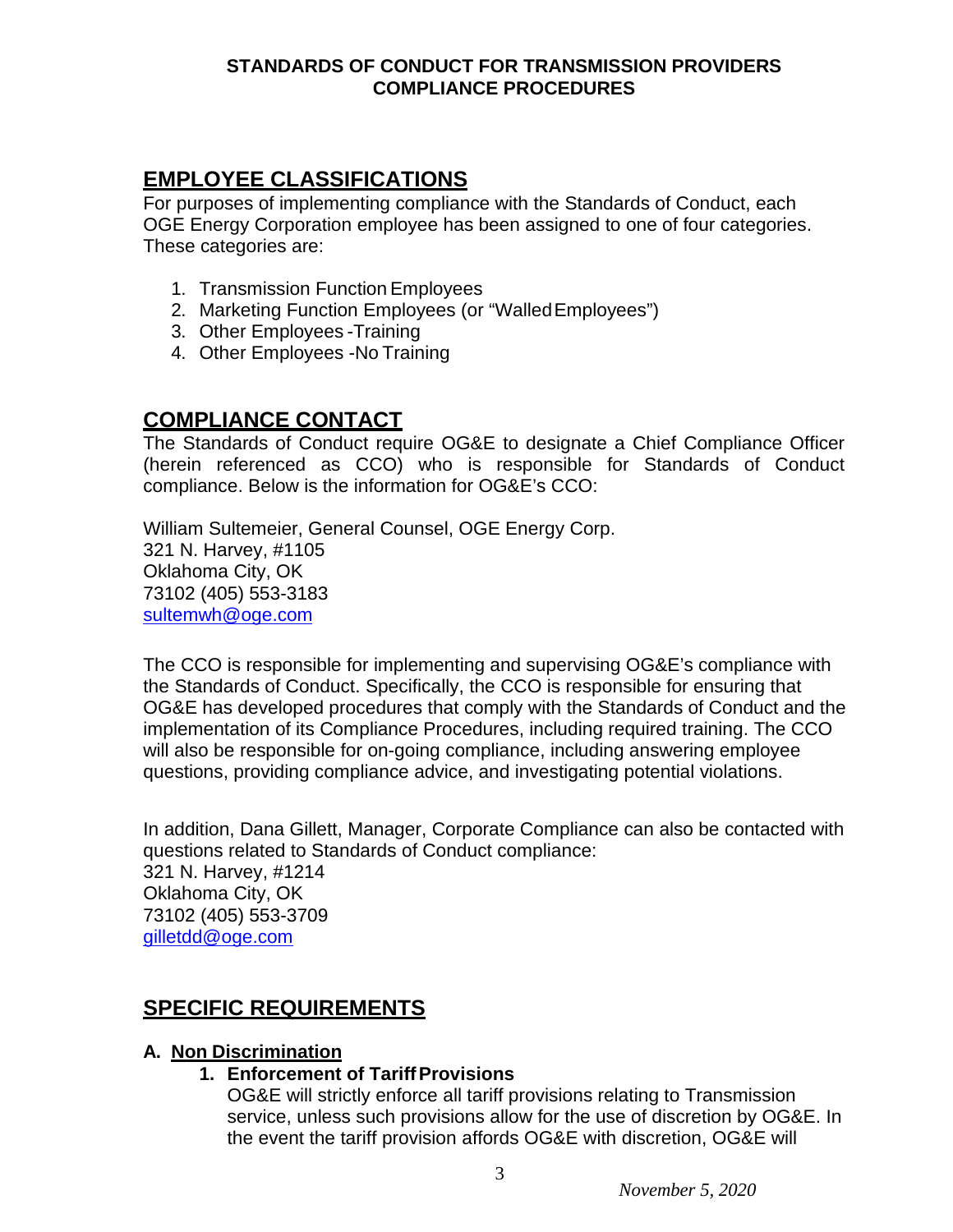**STANDARDS OF CONDUCT FOR TRANSMISSION PROVIDERS**
**COMPLIANCE PROCEDURES**

## EMPLOYEE CLASSIFICATIONS

For purposes of implementing compliance with the Standards of Conduct, each OGE Energy Corporation employee has been assigned to one of four categories. These categories are:

1. Transmission Function Employees
2. Marketing Function Employees (or "Walled Employees")
3. Other Employees - Training
4. Other Employees - No Training

## COMPLIANCE CONTACT

The Standards of Conduct require OG&E to designate a Chief Compliance Officer (herein referenced as CCO) who is responsible for Standards of Conduct compliance. Below is the information for OG&E's CCO:

William Sultemeier, General Counsel, OGE Energy Corp.
321 N. Harvey, #1105
Oklahoma City, OK
73102 (405) 553-3183
sultemwh@oge.com

The CCO is responsible for implementing and supervising OG&E's compliance with the Standards of Conduct. Specifically, the CCO is responsible for ensuring that OG&E has developed procedures that comply with the Standards of Conduct and the implementation of its Compliance Procedures, including required training. The CCO will also be responsible for on-going compliance, including answering employee questions, providing compliance advice, and investigating potential violations.

In addition, Dana Gillett, Manager, Corporate Compliance can also be contacted with questions related to Standards of Conduct compliance:
321 N. Harvey, #1214
Oklahoma City, OK
73102 (405) 553-3709
gilletdd@oge.com

## SPECIFIC REQUIREMENTS

### A. Non Discrimination

#### 1. Enforcement of Tariff Provisions

OG&E will strictly enforce all tariff provisions relating to Transmission service, unless such provisions allow for the use of discretion by OG&E. In the event the tariff provision affords OG&E with discretion, OG&E will

*November 5, 2020*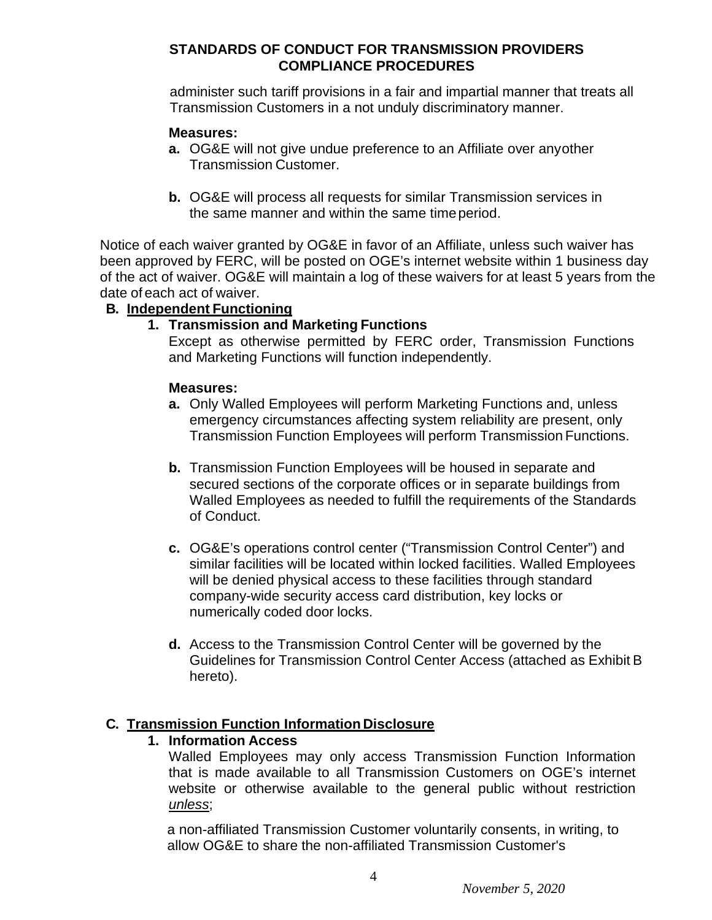administer such tariff provisions in a fair and impartial manner that treats all Transmission Customers in a not unduly discriminatory manner.

**Measures:**

**a.** OG&E will not give undue preference to an Affiliate over anyother Transmission Customer.

**b.** OG&E will process all requests for similar Transmission services in the same manner and within the same time period.

Notice of each waiver granted by OG&E in favor of an Affiliate, unless such waiver has been approved by FERC, will be posted on OGE's internet website within 1 business day of the act of waiver. OG&E will maintain a log of these waivers for at least 5 years from the date of each act of waiver.

## B. Independent Functioning

### 1. Transmission and Marketing Functions

Except as otherwise permitted by FERC order, Transmission Functions and Marketing Functions will function independently.

**Measures:**

**a.** Only Walled Employees will perform Marketing Functions and, unless emergency circumstances affecting system reliability are present, only Transmission Function Employees will perform Transmission Functions.

**b.** Transmission Function Employees will be housed in separate and secured sections of the corporate offices or in separate buildings from Walled Employees as needed to fulfill the requirements of the Standards of Conduct.

**c.** OG&E's operations control center ("Transmission Control Center") and similar facilities will be located within locked facilities. Walled Employees will be denied physical access to these facilities through standard company-wide security access card distribution, key locks or numerically coded door locks.

**d.** Access to the Transmission Control Center will be governed by the Guidelines for Transmission Control Center Access (attached as Exhibit B hereto).

## C. Transmission Function Information Disclosure

### 1. Information Access

Walled Employees may only access Transmission Function Information that is made available to all Transmission Customers on OGE's internet website or otherwise available to the general public without restriction *unless*;

a non-affiliated Transmission Customer voluntarily consents, in writing, to allow OG&E to share the non-affiliated Transmission Customer's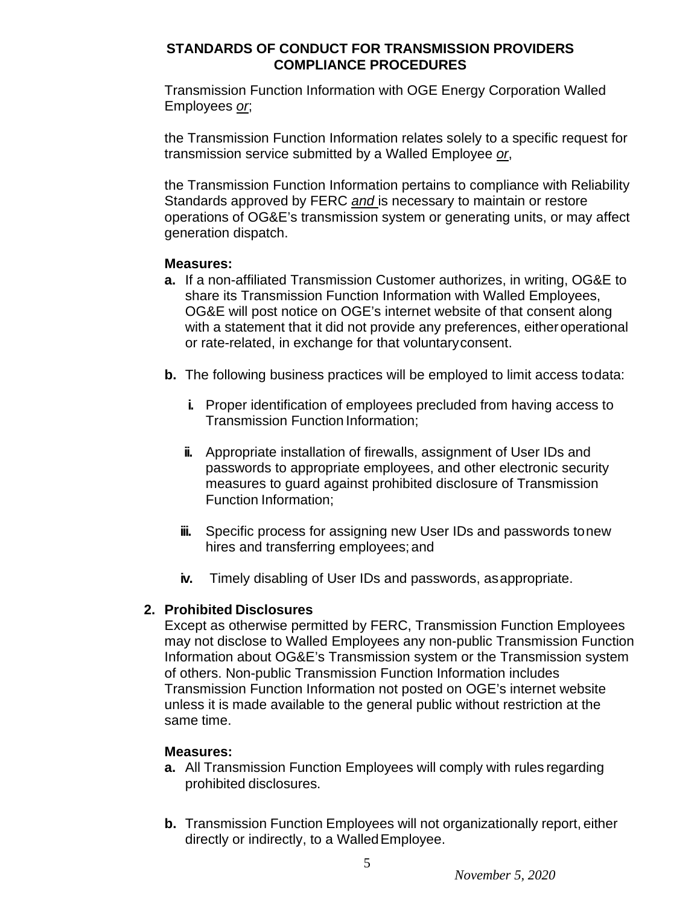Transmission Function Information with OGE Energy Corporation Walled Employees *or*;

the Transmission Function Information relates solely to a specific request for transmission service submitted by a Walled Employee *or*,

the Transmission Function Information pertains to compliance with Reliability Standards approved by FERC *and* is necessary to maintain or restore operations of OG&E's transmission system or generating units, or may affect generation dispatch.

**Measures:**

**a.** If a non-affiliated Transmission Customer authorizes, in writing, OG&E to share its Transmission Function Information with Walled Employees, OG&E will post notice on OGE's internet website of that consent along with a statement that it did not provide any preferences, either operational or rate-related, in exchange for that voluntary consent.

**b.** The following business practices will be employed to limit access to data:

  **i.** Proper identification of employees precluded from having access to Transmission Function Information;

  **ii.** Appropriate installation of firewalls, assignment of User IDs and passwords to appropriate employees, and other electronic security measures to guard against prohibited disclosure of Transmission Function Information;

  **iii.** Specific process for assigning new User IDs and passwords to new hires and transferring employees; and

  **iv.** Timely disabling of User IDs and passwords, as appropriate.

**2. Prohibited Disclosures**

Except as otherwise permitted by FERC, Transmission Function Employees may not disclose to Walled Employees any non-public Transmission Function Information about OG&E's Transmission system or the Transmission system of others. Non-public Transmission Function Information includes Transmission Function Information not posted on OGE's internet website unless it is made available to the general public without restriction at the same time.

**Measures:**

**a.** All Transmission Function Employees will comply with rules regarding prohibited disclosures.

**b.** Transmission Function Employees will not organizationally report, either directly or indirectly, to a Walled Employee.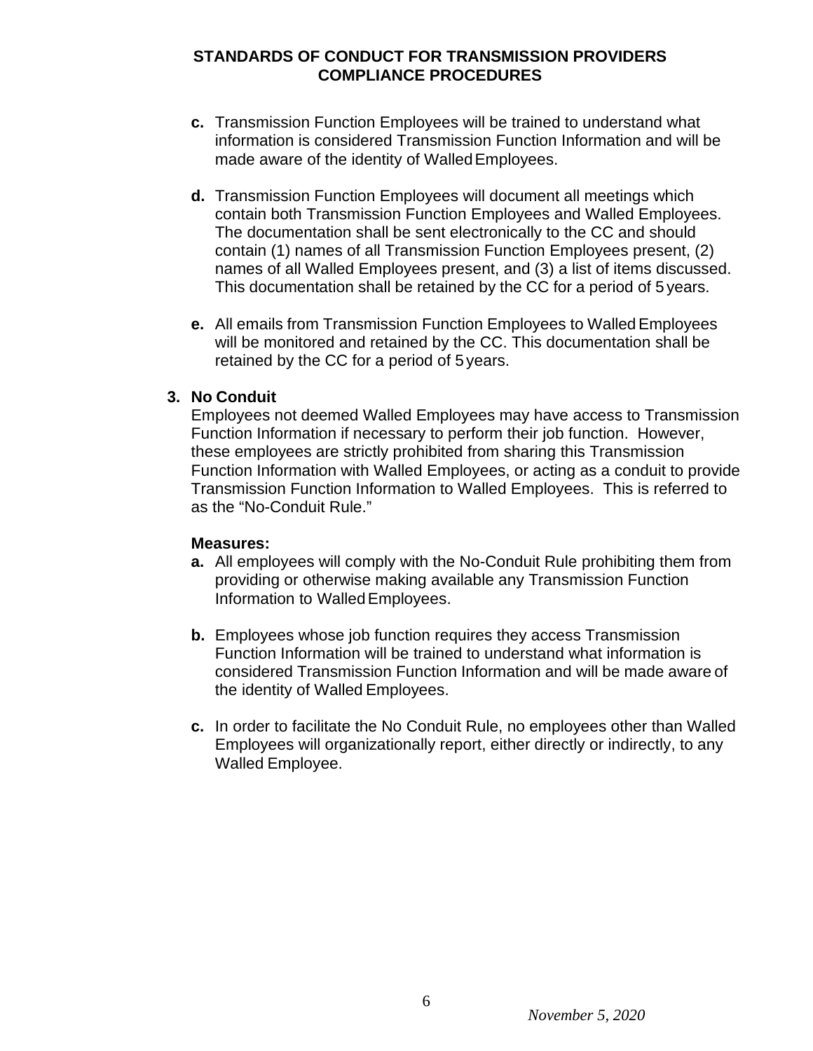- **c.** Transmission Function Employees will be trained to understand what information is considered Transmission Function Information and will be made aware of the identity of Walled Employees.

- **d.** Transmission Function Employees will document all meetings which contain both Transmission Function Employees and Walled Employees. The documentation shall be sent electronically to the CC and should contain (1) names of all Transmission Function Employees present, (2) names of all Walled Employees present, and (3) a list of items discussed. This documentation shall be retained by the CC for a period of 5 years.

- **e.** All emails from Transmission Function Employees to Walled Employees will be monitored and retained by the CC. This documentation shall be retained by the CC for a period of 5 years.

### 3. No Conduit

Employees not deemed Walled Employees may have access to Transmission Function Information if necessary to perform their job function. However, these employees are strictly prohibited from sharing this Transmission Function Information with Walled Employees, or acting as a conduit to provide Transmission Function Information to Walled Employees. This is referred to as the "No-Conduit Rule."

**Measures:**

- **a.** All employees will comply with the No-Conduit Rule prohibiting them from providing or otherwise making available any Transmission Function Information to Walled Employees.

- **b.** Employees whose job function requires they access Transmission Function Information will be trained to understand what information is considered Transmission Function Information and will be made aware of the identity of Walled Employees.

- **c.** In order to facilitate the No Conduit Rule, no employees other than Walled Employees will organizationally report, either directly or indirectly, to any Walled Employee.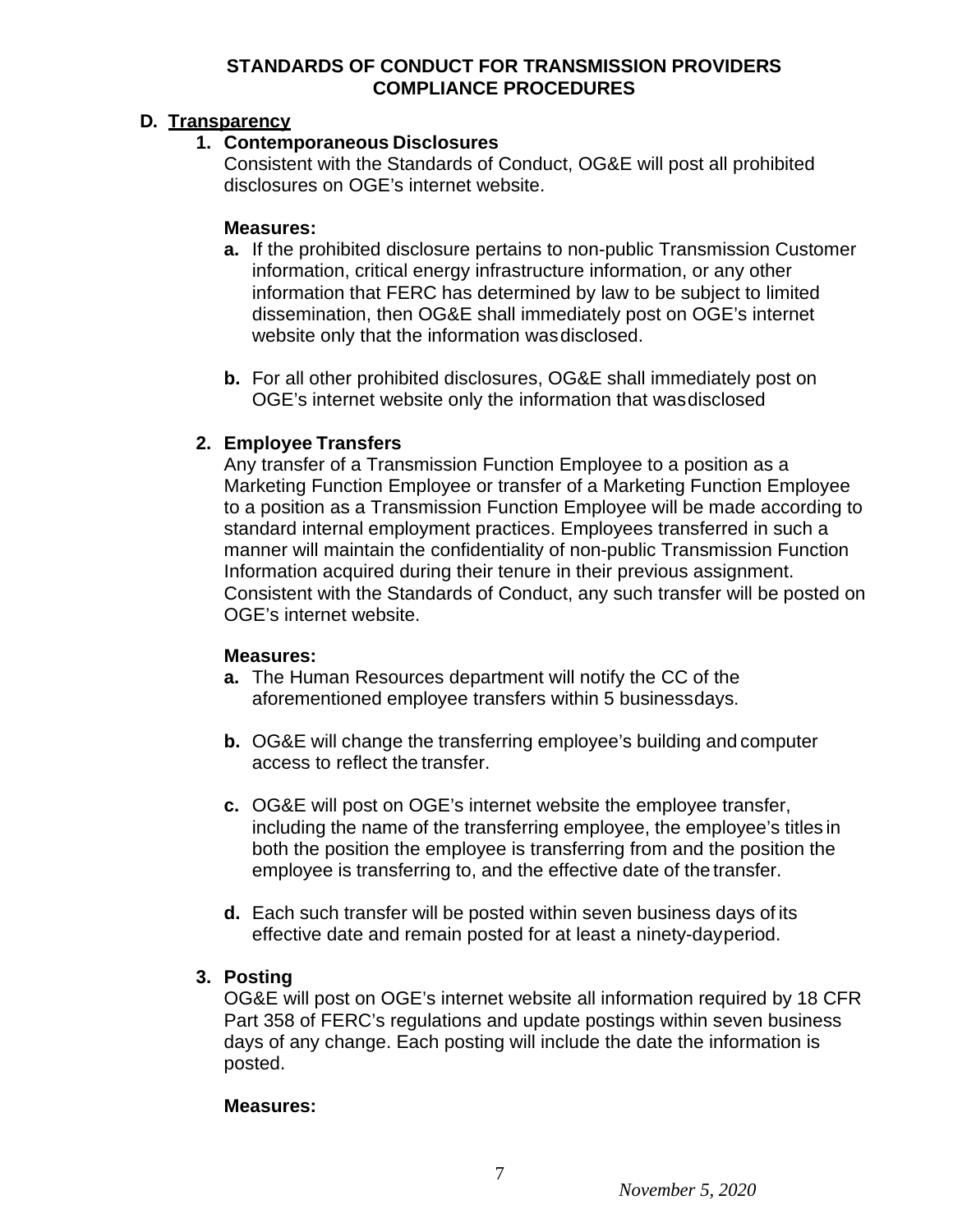## D. Transparency

### 1. Contemporaneous Disclosures

Consistent with the Standards of Conduct, OG&E will post all prohibited disclosures on OGE's internet website.

**Measures:**

**a.** If the prohibited disclosure pertains to non-public Transmission Customer information, critical energy infrastructure information, or any other information that FERC has determined by law to be subject to limited dissemination, then OG&E shall immediately post on OGE's internet website only that the information was disclosed.

**b.** For all other prohibited disclosures, OG&E shall immediately post on OGE's internet website only the information that was disclosed

### 2. Employee Transfers

Any transfer of a Transmission Function Employee to a position as a Marketing Function Employee or transfer of a Marketing Function Employee to a position as a Transmission Function Employee will be made according to standard internal employment practices. Employees transferred in such a manner will maintain the confidentiality of non-public Transmission Function Information acquired during their tenure in their previous assignment. Consistent with the Standards of Conduct, any such transfer will be posted on OGE's internet website.

**Measures:**

**a.** The Human Resources department will notify the CC of the aforementioned employee transfers within 5 business days.

**b.** OG&E will change the transferring employee's building and computer access to reflect the transfer.

**c.** OG&E will post on OGE's internet website the employee transfer, including the name of the transferring employee, the employee's titles in both the position the employee is transferring from and the position the employee is transferring to, and the effective date of the transfer.

**d.** Each such transfer will be posted within seven business days of its effective date and remain posted for at least a ninety-day period.

### 3. Posting

OG&E will post on OGE's internet website all information required by 18 CFR Part 358 of FERC's regulations and update postings within seven business days of any change. Each posting will include the date the information is posted.

**Measures:**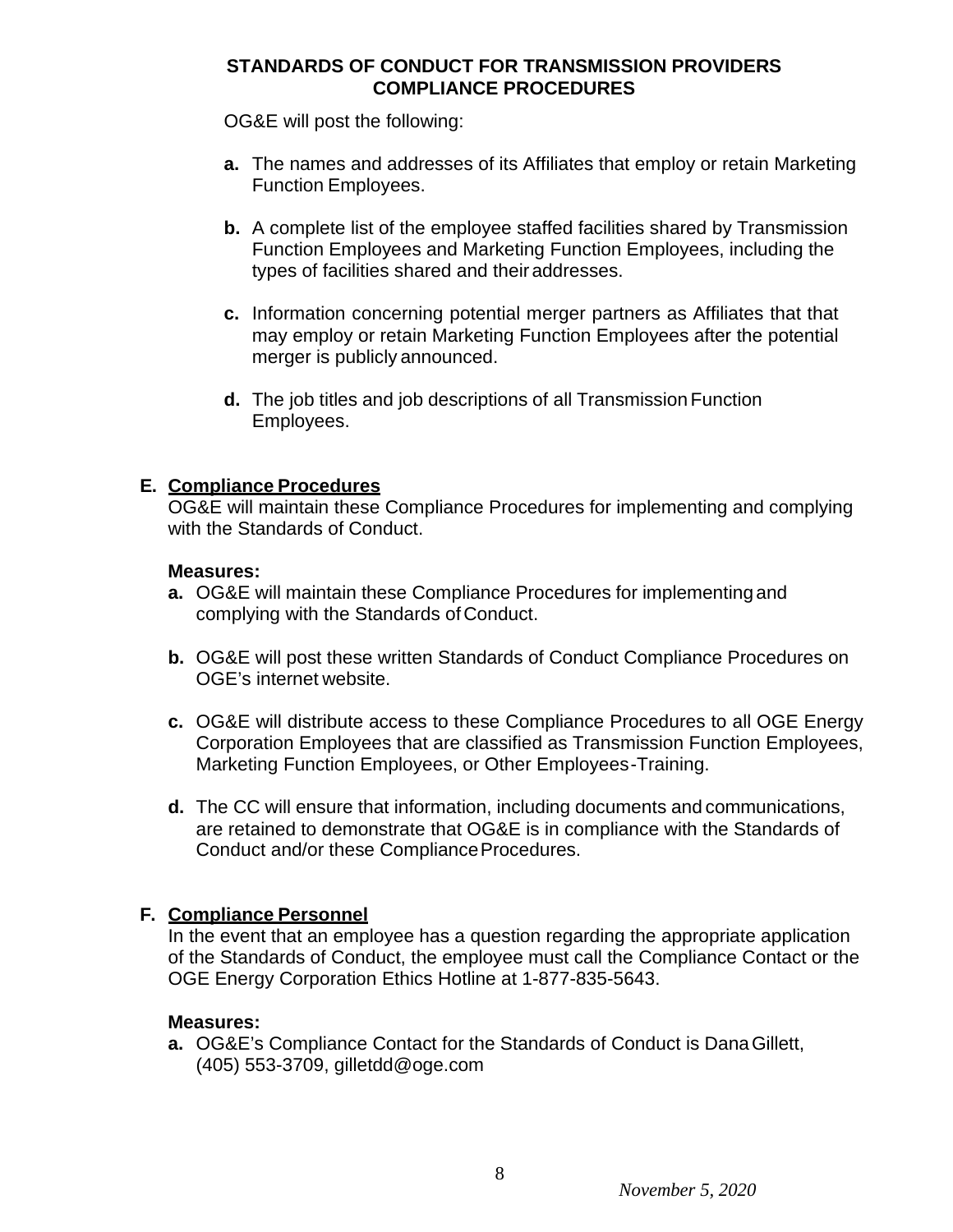OG&E will post the following:

**a.** The names and addresses of its Affiliates that employ or retain Marketing Function Employees.

**b.** A complete list of the employee staffed facilities shared by Transmission Function Employees and Marketing Function Employees, including the types of facilities shared and their addresses.

**c.** Information concerning potential merger partners as Affiliates that that may employ or retain Marketing Function Employees after the potential merger is publicly announced.

**d.** The job titles and job descriptions of all Transmission Function Employees.

## E. Compliance Procedures

OG&E will maintain these Compliance Procedures for implementing and complying with the Standards of Conduct.

**Measures:**

**a.** OG&E will maintain these Compliance Procedures for implementing and complying with the Standards of Conduct.

**b.** OG&E will post these written Standards of Conduct Compliance Procedures on OGE's internet website.

**c.** OG&E will distribute access to these Compliance Procedures to all OGE Energy Corporation Employees that are classified as Transmission Function Employees, Marketing Function Employees, or Other Employees-Training.

**d.** The CC will ensure that information, including documents and communications, are retained to demonstrate that OG&E is in compliance with the Standards of Conduct and/or these Compliance Procedures.

## F. Compliance Personnel

In the event that an employee has a question regarding the appropriate application of the Standards of Conduct, the employee must call the Compliance Contact or the OGE Energy Corporation Ethics Hotline at 1-877-835-5643.

**Measures:**

**a.** OG&E's Compliance Contact for the Standards of Conduct is Dana Gillett, (405) 553-3709, gilletdd@oge.com

*November 5, 2020*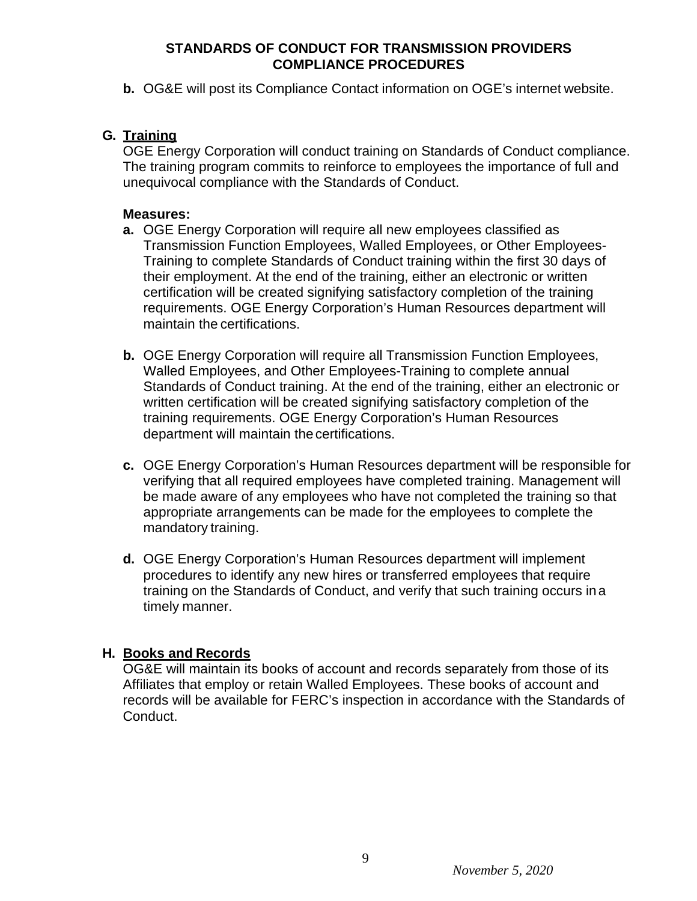**b.** OG&E will post its Compliance Contact information on OGE's internet website.

## G. Training

OGE Energy Corporation will conduct training on Standards of Conduct compliance. The training program commits to reinforce to employees the importance of full and unequivocal compliance with the Standards of Conduct.

**Measures:**

**a.** OGE Energy Corporation will require all new employees classified as Transmission Function Employees, Walled Employees, or Other Employees-Training to complete Standards of Conduct training within the first 30 days of their employment. At the end of the training, either an electronic or written certification will be created signifying satisfactory completion of the training requirements. OGE Energy Corporation's Human Resources department will maintain the certifications.

**b.** OGE Energy Corporation will require all Transmission Function Employees, Walled Employees, and Other Employees-Training to complete annual Standards of Conduct training. At the end of the training, either an electronic or written certification will be created signifying satisfactory completion of the training requirements. OGE Energy Corporation's Human Resources department will maintain the certifications.

**c.** OGE Energy Corporation's Human Resources department will be responsible for verifying that all required employees have completed training. Management will be made aware of any employees who have not completed the training so that appropriate arrangements can be made for the employees to complete the mandatory training.

**d.** OGE Energy Corporation's Human Resources department will implement procedures to identify any new hires or transferred employees that require training on the Standards of Conduct, and verify that such training occurs in a timely manner.

## H. Books and Records

OG&E will maintain its books of account and records separately from those of its Affiliates that employ or retain Walled Employees. These books of account and records will be available for FERC's inspection in accordance with the Standards of Conduct.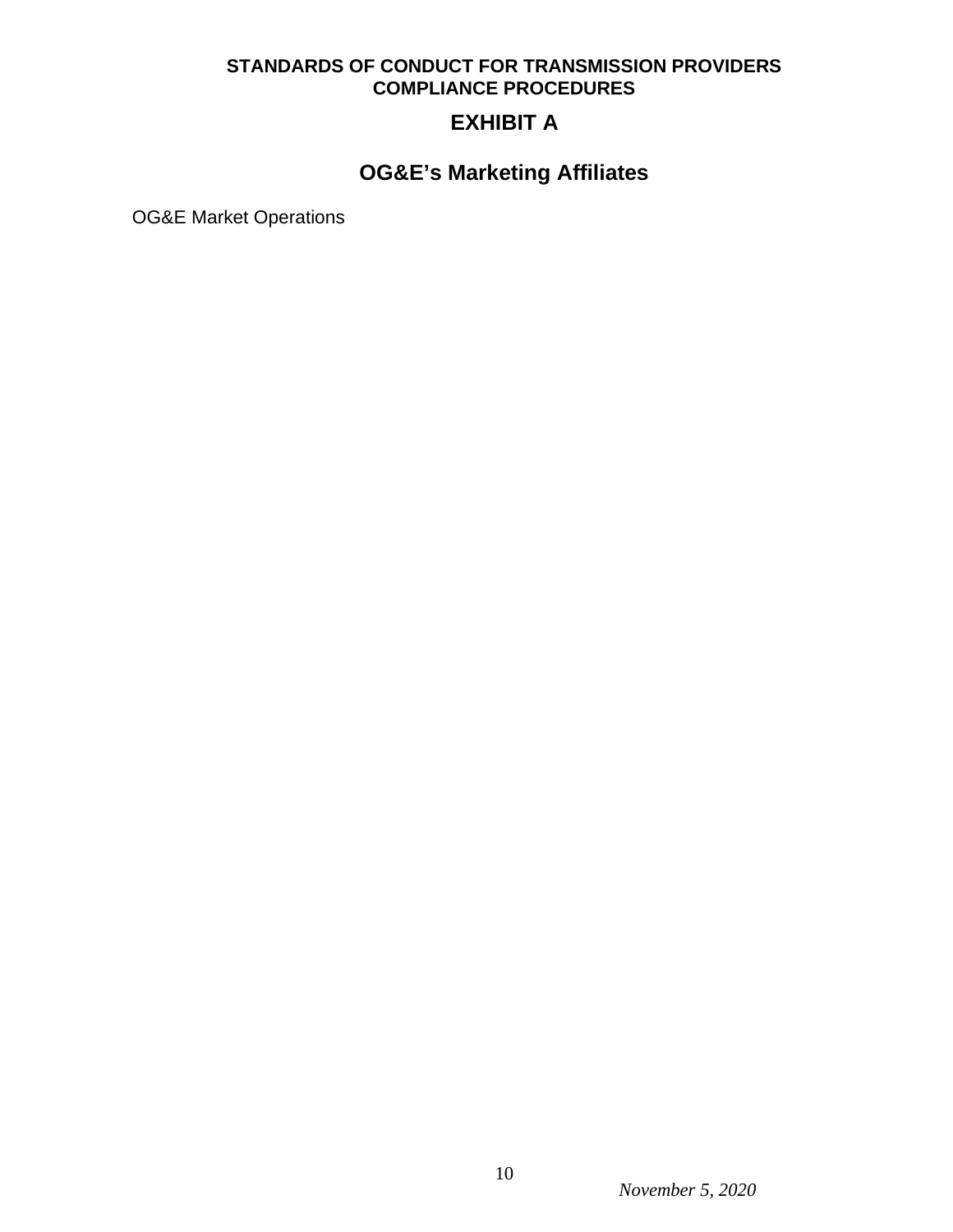**STANDARDS OF CONDUCT FOR TRANSMISSION PROVIDERS**
**COMPLIANCE PROCEDURES**

# EXHIBIT A

## OG&E's Marketing Affiliates

OG&E Market Operations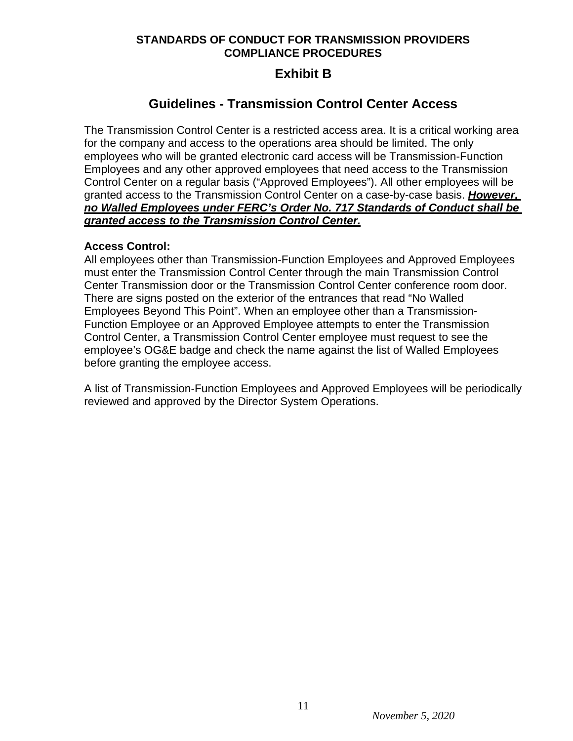**STANDARDS OF CONDUCT FOR TRANSMISSION PROVIDERS**
**COMPLIANCE PROCEDURES**

# Exhibit B

## Guidelines - Transmission Control Center Access

The Transmission Control Center is a restricted access area. It is a critical working area for the company and access to the operations area should be limited. The only employees who will be granted electronic card access will be Transmission-Function Employees and any other approved employees that need access to the Transmission Control Center on a regular basis ("Approved Employees"). All other employees will be granted access to the Transmission Control Center on a case-by-case basis. ***However, no Walled Employees under FERC's Order No. 717 Standards of Conduct shall be granted access to the Transmission Control Center.***

**Access Control:**
All employees other than Transmission-Function Employees and Approved Employees must enter the Transmission Control Center through the main Transmission Control Center Transmission door or the Transmission Control Center conference room door. There are signs posted on the exterior of the entrances that read "No Walled Employees Beyond This Point". When an employee other than a Transmission-Function Employee or an Approved Employee attempts to enter the Transmission Control Center, a Transmission Control Center employee must request to see the employee's OG&E badge and check the name against the list of Walled Employees before granting the employee access.

A list of Transmission-Function Employees and Approved Employees will be periodically reviewed and approved by the Director System Operations.

*November 5, 2020*